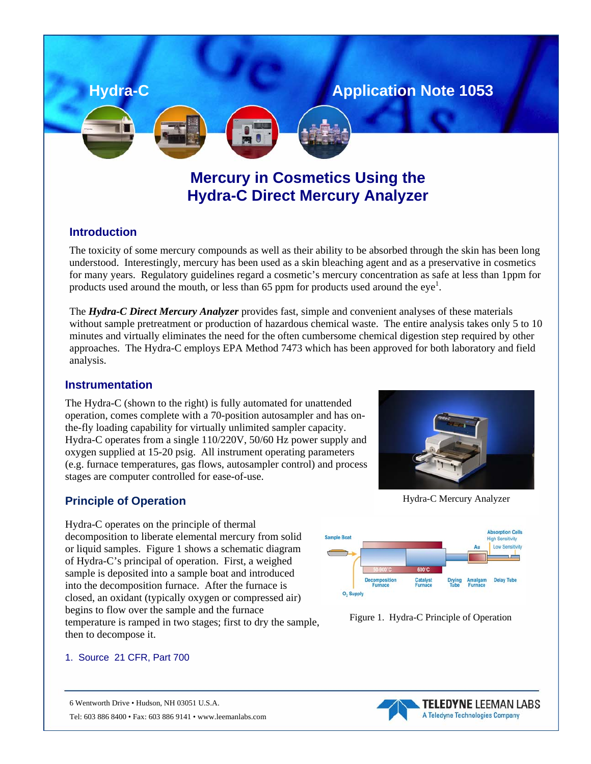Hydra-C

Application Note 1053

# Mercury in Cosmetics Using the Hydra-C Direct Mercury Analyzer

## Introduction

The toxicity of some mercury compounds as well as their ability to be absorbed through the skin has been long understood. Interestingly, mercury has been used as a skin bleaching agent and as a preservative in cosmetics for many years. Regulatory guidelines regard a cosmetic's mercury concentration as safe at less than 1ppm for products used around the mouth, or less than 65 ppm for products used around the eye[1].

The ***Hydra-C Direct Mercury Analyzer*** provides fast, simple and convenient analyses of these materials without sample pretreatment or production of hazardous chemical waste. The entire analysis takes only 5 to 10 minutes and virtually eliminates the need for the often cumbersome chemical digestion step required by other approaches. The Hydra-C employs EPA Method 7473 which has been approved for both laboratory and field analysis.

## Instrumentation

The Hydra-C (shown to the right) is fully automated for unattended operation, comes complete with a 70-position autosampler and has on-the-fly loading capability for virtually unlimited sampler capacity. Hydra-C operates from a single 110/220V, 50/60 Hz power supply and oxygen supplied at 15-20 psig. All instrument operating parameters (e.g. furnace temperatures, gas flows, autosampler control) and process stages are computer controlled for ease-of-use.

Hydra-C Mercury Analyzer

## Principle of Operation

Hydra-C operates on the principle of thermal decomposition to liberate elemental mercury from solid or liquid samples. Figure 1 shows a schematic diagram of Hydra-C's principal of operation. First, a weighed sample is deposited into a sample boat and introduced into the decomposition furnace. After the furnace is closed, an oxidant (typically oxygen or compressed air) begins to flow over the sample and the furnace temperature is ramped in two stages; first to dry the sample, then to decompose it.

Sample Boat, 50-900°C, 600°C, Absorption Cells, High Sensitivity, Low Sensitivity, Au, Decomposition Furnace, Catalyst Furnace, Drying Tube, Amalgam Furnace, Delay Tube, $O_2$ Supply

Figure 1. Hydra-C Principle of Operation

1. Source 21 CFR, Part 700

6 Wentworth Drive • Hudson, NH 03051 U.S.A.
Tel: 603 886 8400 • Fax: 603 886 9141 • www.leemanlabs.com

TELEDYNE LEEMAN LABS
A Teledyne Technologies Company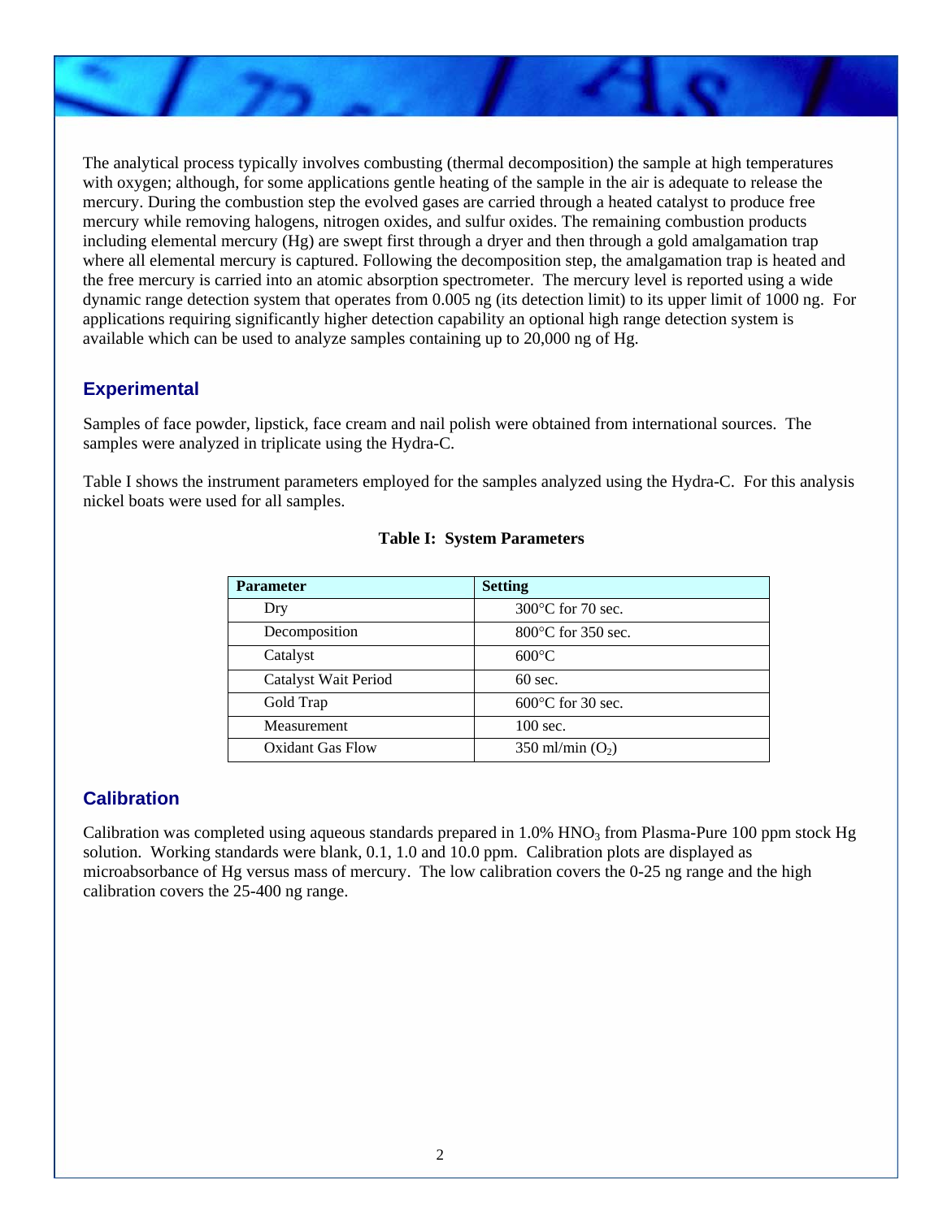The analytical process typically involves combusting (thermal decomposition) the sample at high temperatures with oxygen; although, for some applications gentle heating of the sample in the air is adequate to release the mercury. During the combustion step the evolved gases are carried through a heated catalyst to produce free mercury while removing halogens, nitrogen oxides, and sulfur oxides. The remaining combustion products including elemental mercury (Hg) are swept first through a dryer and then through a gold amalgamation trap where all elemental mercury is captured. Following the decomposition step, the amalgamation trap is heated and the free mercury is carried into an atomic absorption spectrometer. The mercury level is reported using a wide dynamic range detection system that operates from 0.005 ng (its detection limit) to its upper limit of 1000 ng. For applications requiring significantly higher detection capability an optional high range detection system is available which can be used to analyze samples containing up to 20,000 ng of Hg.

## Experimental

Samples of face powder, lipstick, face cream and nail polish were obtained from international sources. The samples were analyzed in triplicate using the Hydra-C.

Table I shows the instrument parameters employed for the samples analyzed using the Hydra-C. For this analysis nickel boats were used for all samples.

**Table I: System Parameters**

| Parameter | Setting |
|---|---|
| Dry | 300°C for 70 sec. |
| Decomposition | 800°C for 350 sec. |
| Catalyst | 600°C |
| Catalyst Wait Period | 60 sec. |
| Gold Trap | 600°C for 30 sec. |
| Measurement | 100 sec. |
| Oxidant Gas Flow | 350 ml/min ($O_2$) |

## Calibration

Calibration was completed using aqueous standards prepared in 1.0% $HNO_3$ from Plasma-Pure 100 ppm stock Hg solution. Working standards were blank, 0.1, 1.0 and 10.0 ppm. Calibration plots are displayed as microabsorbance of Hg versus mass of mercury. The low calibration covers the 0-25 ng range and the high calibration covers the 25-400 ng range.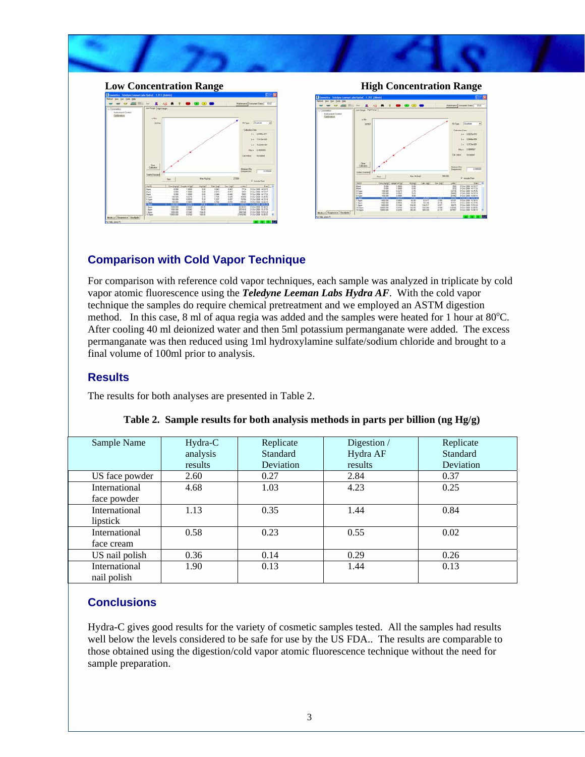**Low Concentration Range**

**High Concentration Range**

## Comparison with Cold Vapor Technique

For comparison with reference cold vapor techniques, each sample was analyzed in triplicate by cold vapor atomic fluorescence using the ***Teledyne Leeman Labs Hydra AF***. With the cold vapor technique the samples do require chemical pretreatment and we employed an ASTM digestion method. In this case, 8 ml of aqua regia was added and the samples were heated for 1 hour at 80$^{o}$C. After cooling 40 ml deionized water and then 5ml potassium permanganate were added. The excess permanganate was then reduced using 1ml hydroxylamine sulfate/sodium chloride and brought to a final volume of 100ml prior to analysis.

## Results

The results for both analyses are presented in Table 2.

**Table 2. Sample results for both analysis methods in parts per billion (ng Hg/g)**

| Sample Name | Hydra-C analysis results | Replicate Standard Deviation | Digestion / Hydra AF results | Replicate Standard Deviation |
|---|---|---|---|---|
| US face powder | 2.60 | 0.27 | 2.84 | 0.37 |
| International face powder | 4.68 | 1.03 | 4.23 | 0.25 |
| International lipstick | 1.13 | 0.35 | 1.44 | 0.84 |
| International face cream | 0.58 | 0.23 | 0.55 | 0.02 |
| US nail polish | 0.36 | 0.14 | 0.29 | 0.26 |
| International nail polish | 1.90 | 0.13 | 1.44 | 0.13 |

## Conclusions

Hydra-C gives good results for the variety of cosmetic samples tested. All the samples had results well below the levels considered to be safe for use by the US FDA.. The results are comparable to those obtained using the digestion/cold vapor atomic fluorescence technique without the need for sample preparation.